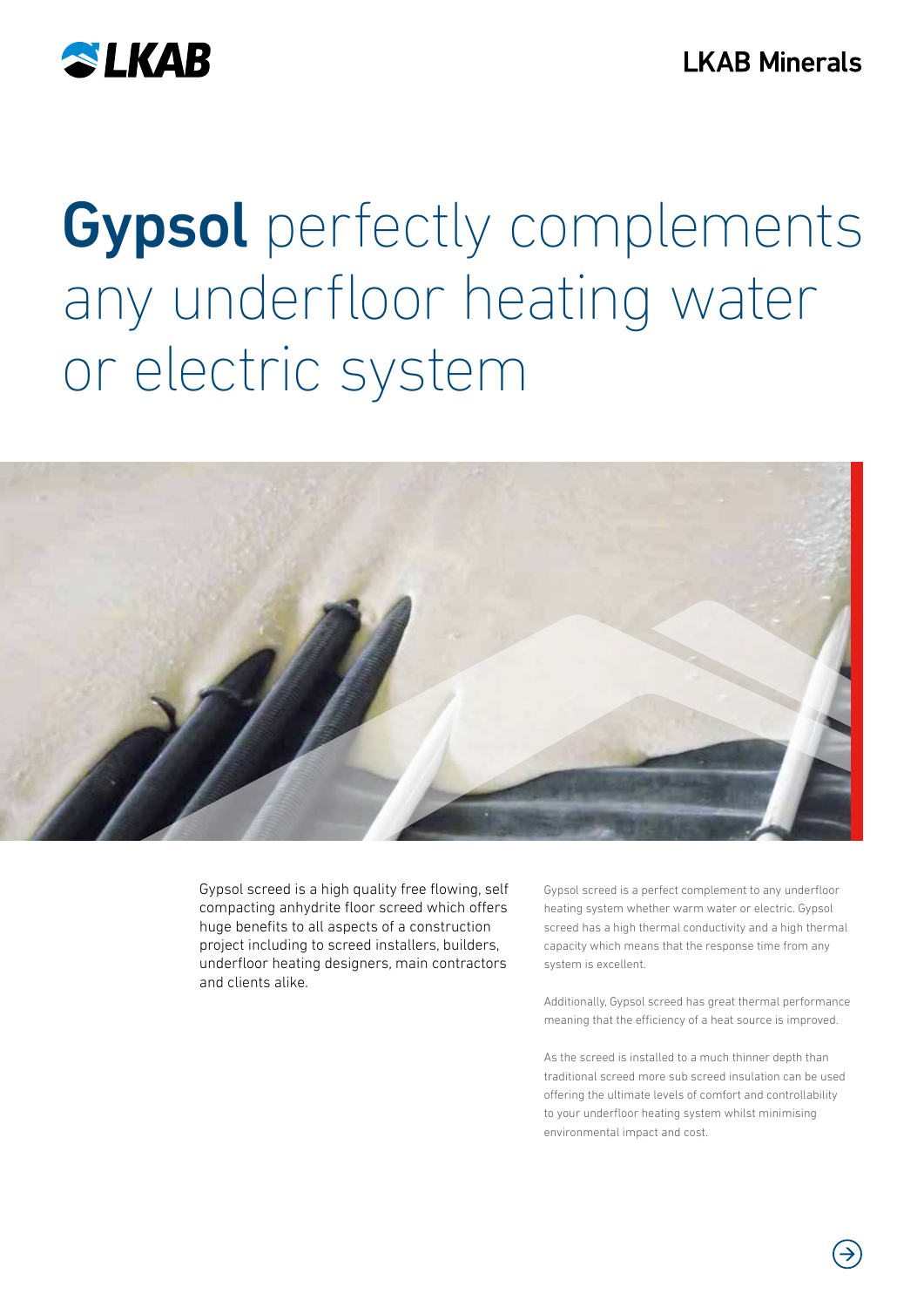LKAB

LKAB Minerals

# **Gypsol** perfectly complements any underfloor heating water or electric system

Gypsol screed is a high quality free flowing, self compacting anhydrite floor screed which offers huge benefits to all aspects of a construction project including to screed installers, builders, underfloor heating designers, main contractors and clients alike.

Gypsol screed is a perfect complement to any underfloor heating system whether warm water or electric. Gypsol screed has a high thermal conductivity and a high thermal capacity which means that the response time from any system is excellent.

Additionally, Gypsol screed has great thermal performance meaning that the efficiency of a heat source is improved.

As the screed is installed to a much thinner depth than traditional screed more sub screed insulation can be used offering the ultimate levels of comfort and controllability to your underfloor heating system whilst minimising environmental impact and cost.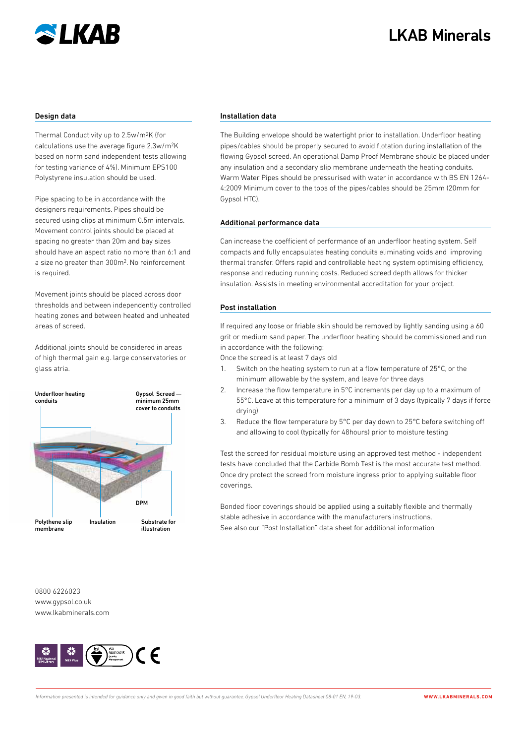## Design data

Thermal Conductivity up to 2.5w/m²K (for calculations use the average figure 2.3w/m²K based on norm sand independent tests allowing for testing variance of 4%). Minimum EPS100 Polystyrene insulation should be used.

Pipe spacing to be in accordance with the designers requirements. Pipes should be secured using clips at minimum 0.5m intervals. Movement control joints should be placed at spacing no greater than 20m and bay sizes should have an aspect ratio no more than 6:1 and a size no greater than 300m². No reinforcement is required.

Movement joints should be placed across door thresholds and between independently controlled heating zones and between heated and unheated areas of screed.

Additional joints should be considered in areas of high thermal gain e.g. large conservatories or glass atria.

Underfloor heating conduits

Gypsol Screed — minimum 25mm cover to conduits

DPM

Polythene slip membrane

Insulation

Substrate for illustration

0800 6226023
www.gypsol.co.uk
www.lkabminerals.com

## Installation data

The Building envelope should be watertight prior to installation. Underfloor heating pipes/cables should be properly secured to avoid flotation during installation of the flowing Gypsol screed. An operational Damp Proof Membrane should be placed under any insulation and a secondary slip membrane underneath the heating conduits. Warm Water Pipes should be pressurised with water in accordance with BS EN 1264-4:2009 Minimum cover to the tops of the pipes/cables should be 25mm (20mm for Gypsol HTC).

## Additional performance data

Can increase the coefficient of performance of an underfloor heating system. Self compacts and fully encapsulates heating conduits eliminating voids and improving thermal transfer. Offers rapid and controllable heating system optimising efficiency, response and reducing running costs. Reduced screed depth allows for thicker insulation. Assists in meeting environmental accreditation for your project.

## Post installation

If required any loose or friable skin should be removed by lightly sanding using a 60 grit or medium sand paper. The underfloor heating should be commissioned and run in accordance with the following:

Once the screed is at least 7 days old

1. Switch on the heating system to run at a flow temperature of 25°C, or the minimum allowable by the system, and leave for three days
2. Increase the flow temperature in 5°C increments per day up to a maximum of 55°C. Leave at this temperature for a minimum of 3 days (typically 7 days if force drying)
3. Reduce the flow temperature by 5°C per day down to 25°C before switching off and allowing to cool (typically for 48hours) prior to moisture testing

Test the screed for residual moisture using an approved test method - independent tests have concluded that the Carbide Bomb Test is the most accurate test method. Once dry protect the screed from moisture ingress prior to applying suitable floor coverings.

Bonded floor coverings should be applied using a suitably flexible and thermally stable adhesive in accordance with the manufacturers instructions.
See also our "Post Installation" data sheet for additional information

*Information presented is intended for guidance only and given in good faith but without guarantee. Gypsol Underfloor Heating Datasheet 08-01 EN, 19-03.*